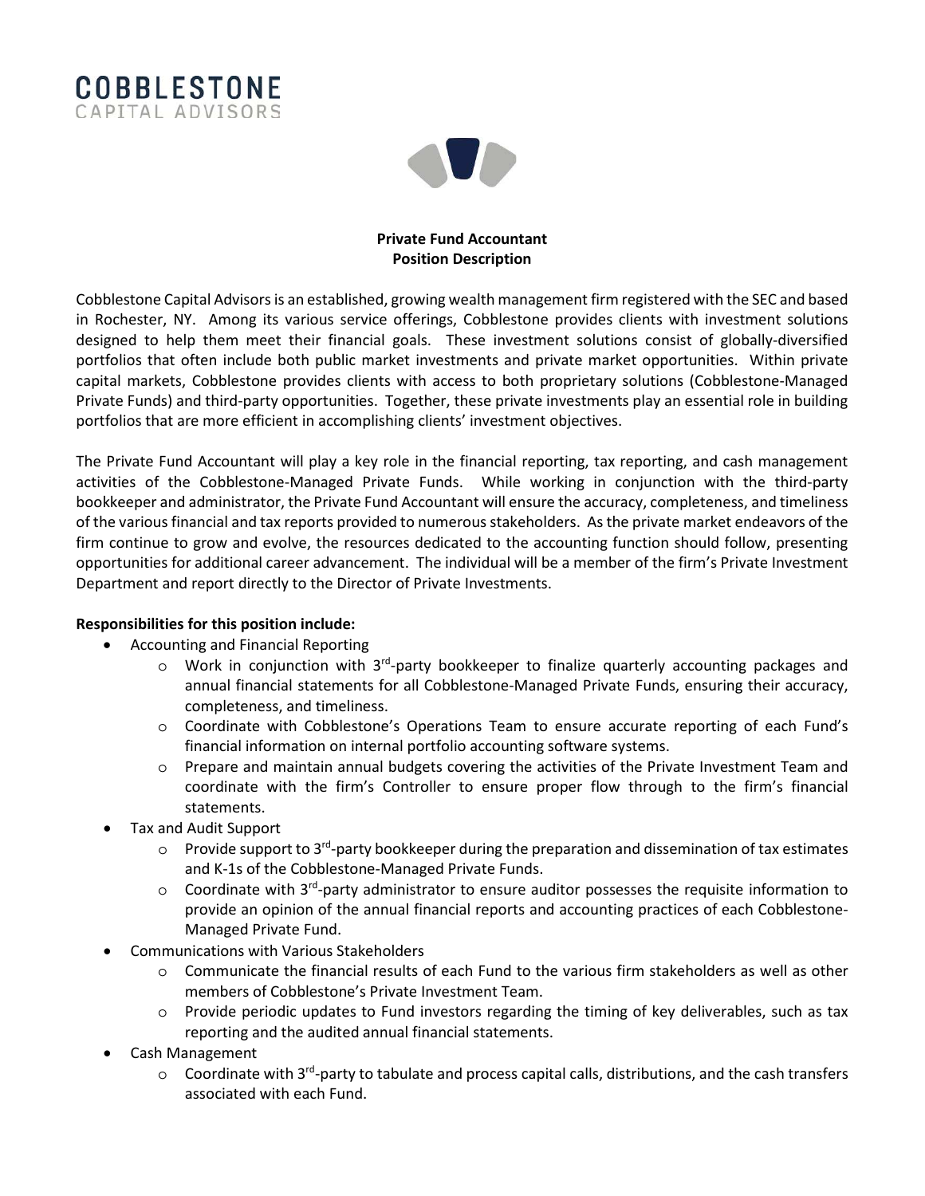COBBLESTONE
CAPITAL ADVISORS

**Private Fund Accountant**
**Position Description**

Cobblestone Capital Advisors is an established, growing wealth management firm registered with the SEC and based in Rochester, NY. Among its various service offerings, Cobblestone provides clients with investment solutions designed to help them meet their financial goals. These investment solutions consist of globally-diversified portfolios that often include both public market investments and private market opportunities. Within private capital markets, Cobblestone provides clients with access to both proprietary solutions (Cobblestone-Managed Private Funds) and third-party opportunities. Together, these private investments play an essential role in building portfolios that are more efficient in accomplishing clients' investment objectives.

The Private Fund Accountant will play a key role in the financial reporting, tax reporting, and cash management activities of the Cobblestone-Managed Private Funds. While working in conjunction with the third-party bookkeeper and administrator, the Private Fund Accountant will ensure the accuracy, completeness, and timeliness of the various financial and tax reports provided to numerous stakeholders. As the private market endeavors of the firm continue to grow and evolve, the resources dedicated to the accounting function should follow, presenting opportunities for additional career advancement. The individual will be a member of the firm's Private Investment Department and report directly to the Director of Private Investments.

**Responsibilities for this position include:**

- Accounting and Financial Reporting
  - Work in conjunction with 3rd-party bookkeeper to finalize quarterly accounting packages and annual financial statements for all Cobblestone-Managed Private Funds, ensuring their accuracy, completeness, and timeliness.
  - Coordinate with Cobblestone's Operations Team to ensure accurate reporting of each Fund's financial information on internal portfolio accounting software systems.
  - Prepare and maintain annual budgets covering the activities of the Private Investment Team and coordinate with the firm's Controller to ensure proper flow through to the firm's financial statements.
- Tax and Audit Support
  - Provide support to 3rd-party bookkeeper during the preparation and dissemination of tax estimates and K-1s of the Cobblestone-Managed Private Funds.
  - Coordinate with 3rd-party administrator to ensure auditor possesses the requisite information to provide an opinion of the annual financial reports and accounting practices of each Cobblestone-Managed Private Fund.
- Communications with Various Stakeholders
  - Communicate the financial results of each Fund to the various firm stakeholders as well as other members of Cobblestone's Private Investment Team.
  - Provide periodic updates to Fund investors regarding the timing of key deliverables, such as tax reporting and the audited annual financial statements.
- Cash Management
  - Coordinate with 3rd-party to tabulate and process capital calls, distributions, and the cash transfers associated with each Fund.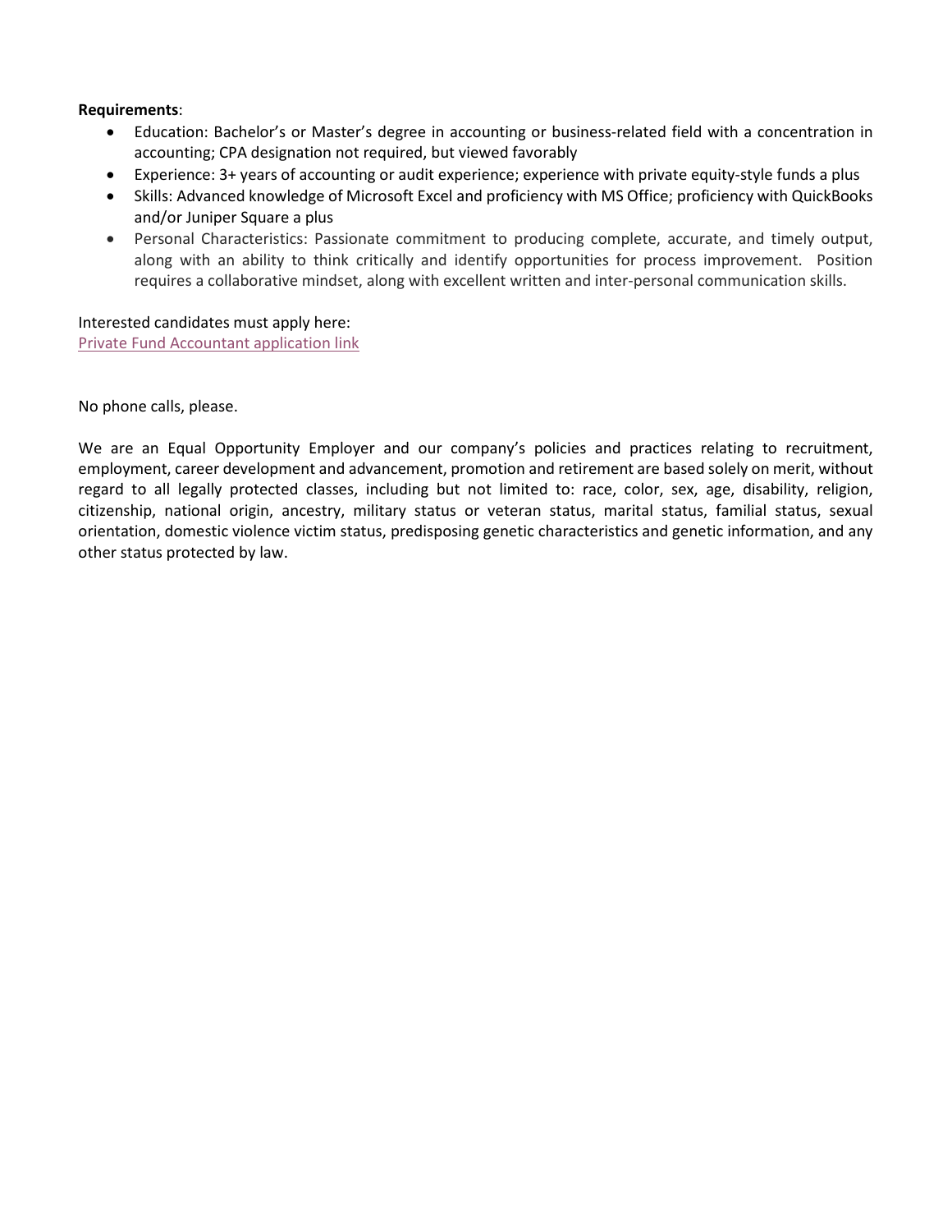**Requirements**:

- Education: Bachelor's or Master's degree in accounting or business-related field with a concentration in accounting; CPA designation not required, but viewed favorably
- Experience: 3+ years of accounting or audit experience; experience with private equity-style funds a plus
- Skills: Advanced knowledge of Microsoft Excel and proficiency with MS Office; proficiency with QuickBooks and/or Juniper Square a plus
- Personal Characteristics: Passionate commitment to producing complete, accurate, and timely output, along with an ability to think critically and identify opportunities for process improvement. Position requires a collaborative mindset, along with excellent written and inter-personal communication skills.

Interested candidates must apply here:
Private Fund Accountant application link

No phone calls, please.

We are an Equal Opportunity Employer and our company's policies and practices relating to recruitment, employment, career development and advancement, promotion and retirement are based solely on merit, without regard to all legally protected classes, including but not limited to: race, color, sex, age, disability, religion, citizenship, national origin, ancestry, military status or veteran status, marital status, familial status, sexual orientation, domestic violence victim status, predisposing genetic characteristics and genetic information, and any other status protected by law.